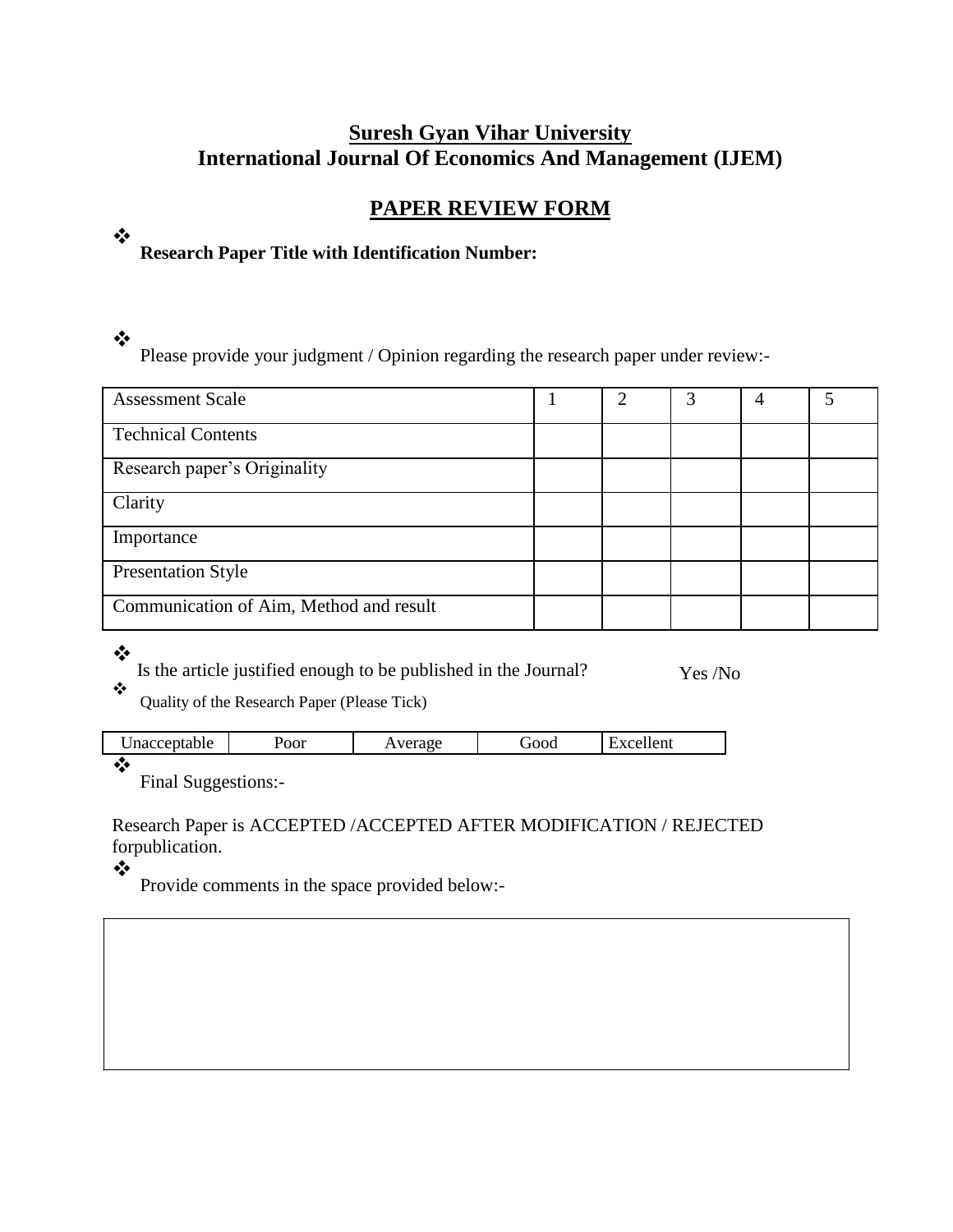# Suresh Gyan Vihar University

## International Journal Of Economics And Management (IJEM)

## PAPER REVIEW FORM

- **Research Paper Title with Identification Number:**

- Please provide your judgment / Opinion regarding the research paper under review:-

| Assessment Scale | 1 | 2 | 3 | 4 | 5 |
|---|---|---|---|---|---|
| Technical Contents | | | | | |
| Research paper's Originality | | | | | |
| Clarity | | | | | |
| Importance | | | | | |
| Presentation Style | | | | | |
| Communication of Aim, Method and result | | | | | |

- Is the article justified enough to be published in the Journal? Yes /No

- Quality of the Research Paper (Please Tick)

| Unacceptable | Poor | Average | Good | Excellent |
|---|---|---|---|---|

- Final Suggestions:-

Research Paper is ACCEPTED /ACCEPTED AFTER MODIFICATION / REJECTED forpublication.

- Provide comments in the space provided below:-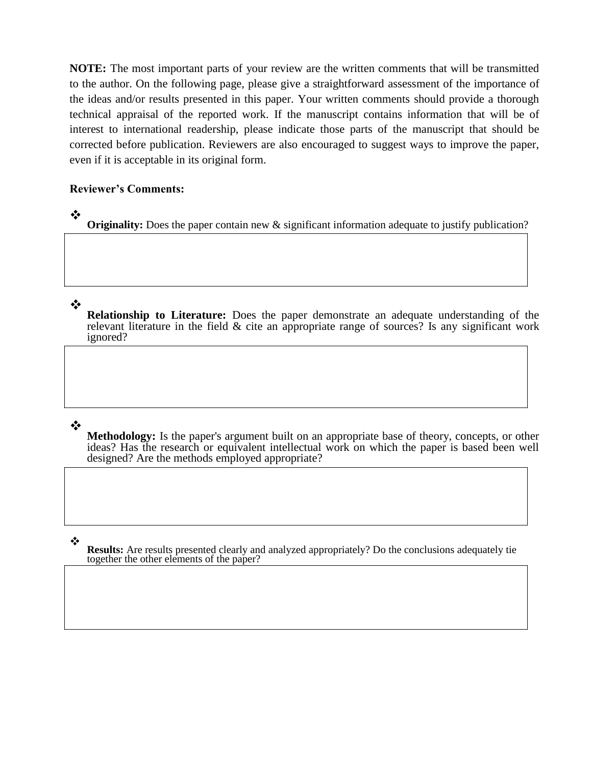**NOTE:** The most important parts of your review are the written comments that will be transmitted to the author. On the following page, please give a straightforward assessment of the importance of the ideas and/or results presented in this paper. Your written comments should provide a thorough technical appraisal of the reported work. If the manuscript contains information that will be of interest to international readership, please indicate those parts of the manuscript that should be corrected before publication. Reviewers are also encouraged to suggest ways to improve the paper, even if it is acceptable in its original form.

**Reviewer's Comments:**

- **Originality:** Does the paper contain new & significant information adequate to justify publication?

|   |
|---|
|   |

- **Relationship to Literature:** Does the paper demonstrate an adequate understanding of the relevant literature in the field & cite an appropriate range of sources? Is any significant work ignored?

|   |
|---|
|   |

- **Methodology:** Is the paper's argument built on an appropriate base of theory, concepts, or other ideas? Has the research or equivalent intellectual work on which the paper is based been well designed? Are the methods employed appropriate?

|   |
|---|
|   |

- **Results:** Are results presented clearly and analyzed appropriately? Do the conclusions adequately tie together the other elements of the paper?

|   |
|---|
|   |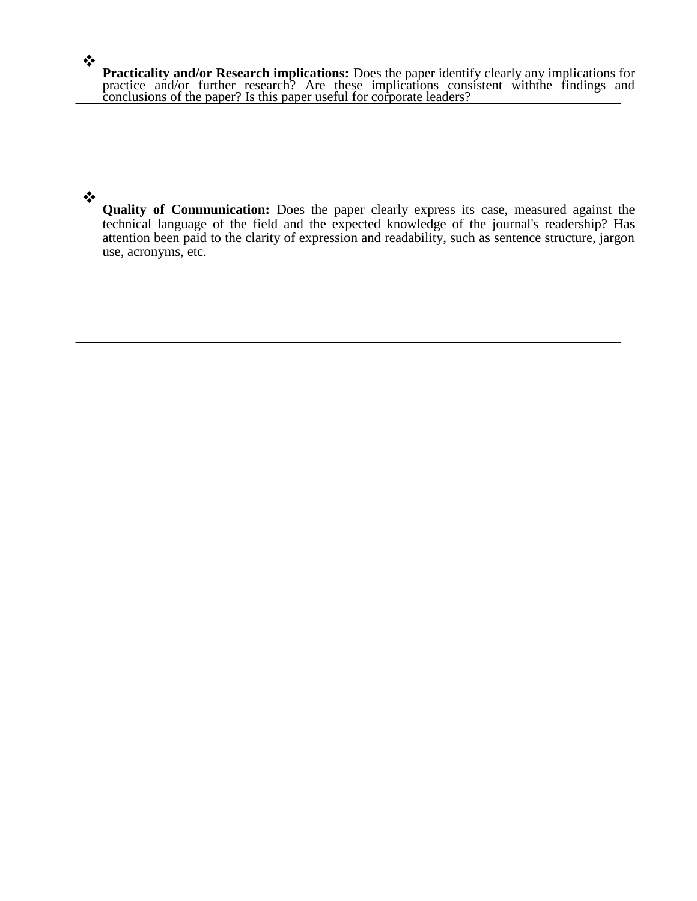- **Practicality and/or Research implications:** Does the paper identify clearly any implications for practice and/or further research? Are these implications consistent withthe findings and conclusions of the paper? Is this paper useful for corporate leaders?

| |
|---|
| |

- **Quality of Communication:** Does the paper clearly express its case, measured against the technical language of the field and the expected knowledge of the journal's readership? Has attention been paid to the clarity of expression and readability, such as sentence structure, jargon use, acronyms, etc.

| |
|---|
| |